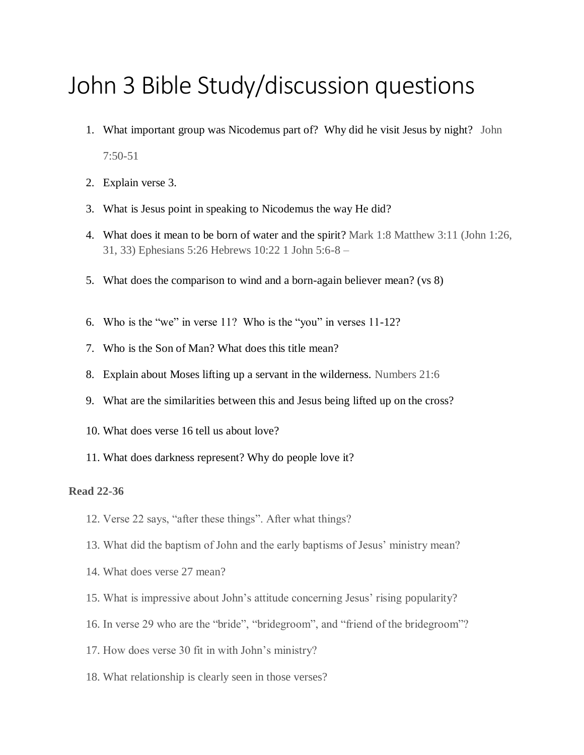# John 3 Bible Study/discussion questions

1. What important group was Nicodemus part of? Why did he visit Jesus by night? John 7:50-51
2. Explain verse 3.
3. What is Jesus point in speaking to Nicodemus the way He did?
4. What does it mean to be born of water and the spirit? Mark 1:8 Matthew 3:11 (John 1:26, 31, 33) Ephesians 5:26 Hebrews 10:22 1 John 5:6-8 –
5. What does the comparison to wind and a born-again believer mean? (vs 8)
6. Who is the "we" in verse 11? Who is the "you" in verses 11-12?
7. Who is the Son of Man? What does this title mean?
8. Explain about Moses lifting up a servant in the wilderness. Numbers 21:6
9. What are the similarities between this and Jesus being lifted up on the cross?
10. What does verse 16 tell us about love?
11. What does darkness represent? Why do people love it?

**Read 22-36**

12. Verse 22 says, "after these things". After what things?
13. What did the baptism of John and the early baptisms of Jesus' ministry mean?
14. What does verse 27 mean?
15. What is impressive about John's attitude concerning Jesus' rising popularity?
16. In verse 29 who are the "bride", "bridegroom", and "friend of the bridegroom"?
17. How does verse 30 fit in with John's ministry?
18. What relationship is clearly seen in those verses?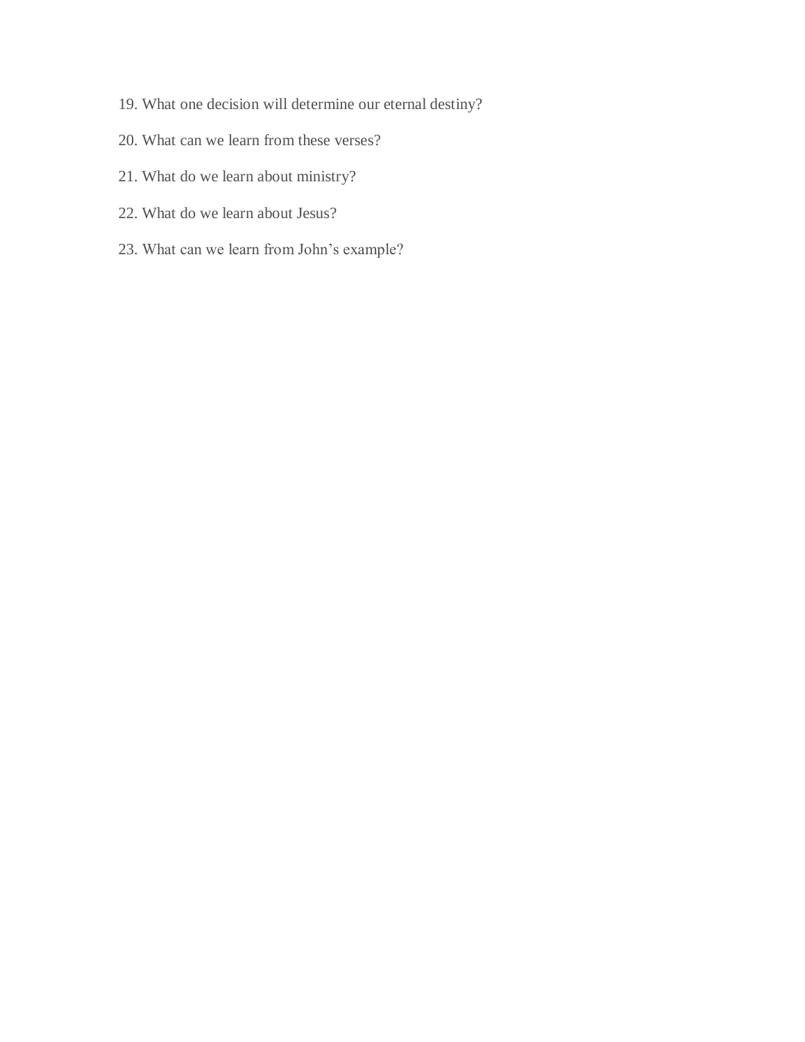19. What one decision will determine our eternal destiny?
20. What can we learn from these verses?
21. What do we learn about ministry?
22. What do we learn about Jesus?
23. What can we learn from John's example?